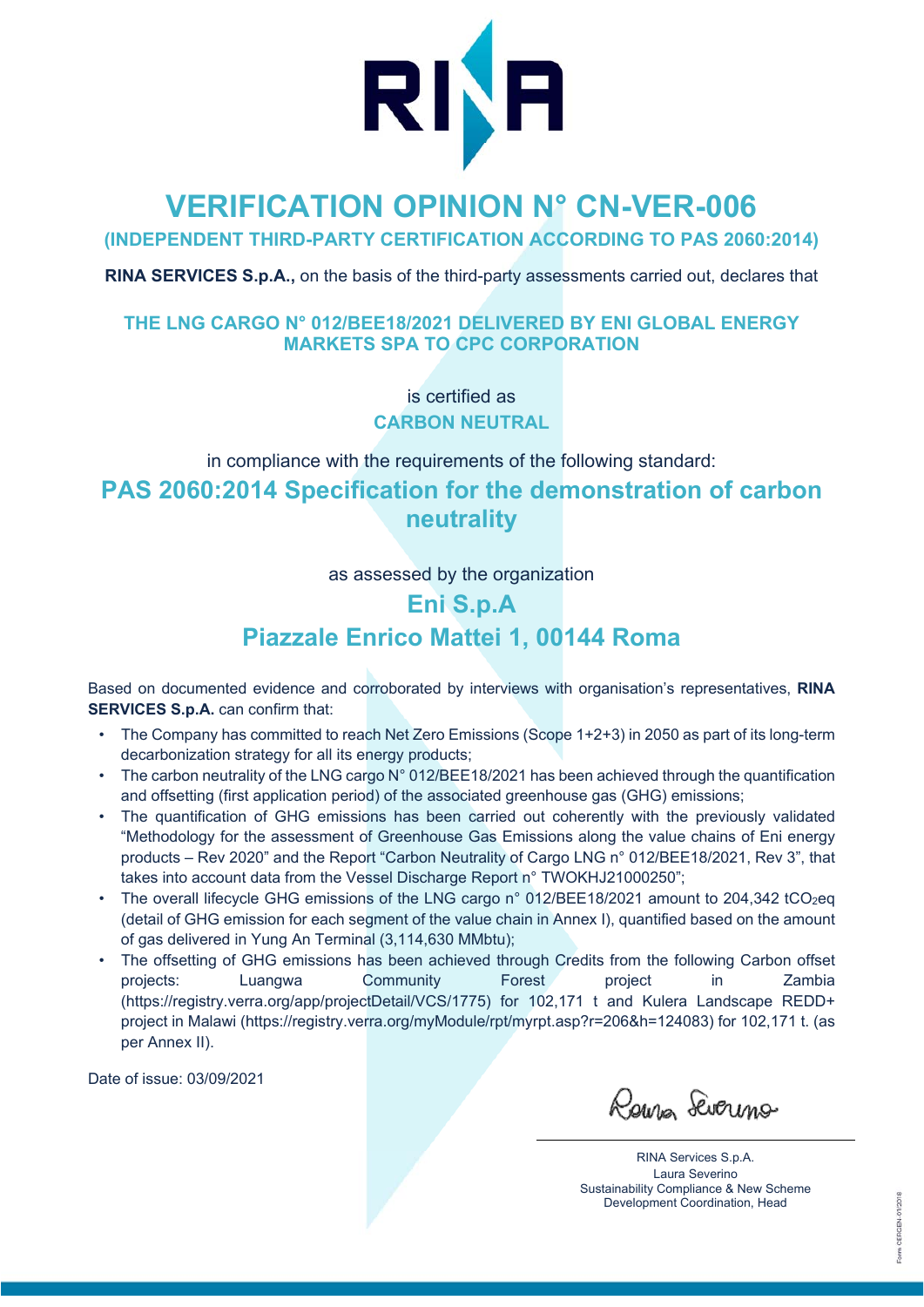RINA

# VERIFICATION OPINION N° CN-VER-006

## (INDEPENDENT THIRD-PARTY CERTIFICATION ACCORDING TO PAS 2060:2014)

**RINA SERVICES S.p.A.,** on the basis of the third-party assessments carried out, declares that

### THE LNG CARGO N° 012/BEE18/2021 DELIVERED BY ENI GLOBAL ENERGY MARKETS SPA TO CPC CORPORATION

is certified as

**CARBON NEUTRAL**

in compliance with the requirements of the following standard:

## PAS 2060:2014 Specification for the demonstration of carbon neutrality

as assessed by the organization

## Eni S.p.A

## Piazzale Enrico Mattei 1, 00144 Roma

Based on documented evidence and corroborated by interviews with organisation's representatives, **RINA SERVICES S.p.A.** can confirm that:

- The Company has committed to reach Net Zero Emissions (Scope 1+2+3) in 2050 as part of its long-term decarbonization strategy for all its energy products;
- The carbon neutrality of the LNG cargo N° 012/BEE18/2021 has been achieved through the quantification and offsetting (first application period) of the associated greenhouse gas (GHG) emissions;
- The quantification of GHG emissions has been carried out coherently with the previously validated "Methodology for the assessment of Greenhouse Gas Emissions along the value chains of Eni energy products – Rev 2020" and the Report "Carbon Neutrality of Cargo LNG n° 012/BEE18/2021, Rev 3", that takes into account data from the Vessel Discharge Report n° TWOKHJ21000250";
- The overall lifecycle GHG emissions of the LNG cargo n° 012/BEE18/2021 amount to 204,342 $tCO_2eq$ (detail of GHG emission for each segment of the value chain in Annex I), quantified based on the amount of gas delivered in Yung An Terminal (3,114,630 MMbtu);
- The offsetting of GHG emissions has been achieved through Credits from the following Carbon offset projects: Luangwa Community Forest project in Zambia (https://registry.verra.org/app/projectDetail/VCS/1775) for 102,171 t and Kulera Landscape REDD+ project in Malawi (https://registry.verra.org/myModule/rpt/myrpt.asp?r=206&h=124083) for 102,171 t. (as per Annex II).

Date of issue: 03/09/2021

Laura Severino

RINA Services S.p.A.
Laura Severino
Sustainability Compliance & New Scheme Development Coordination, Head

Form CERCEN-01/2018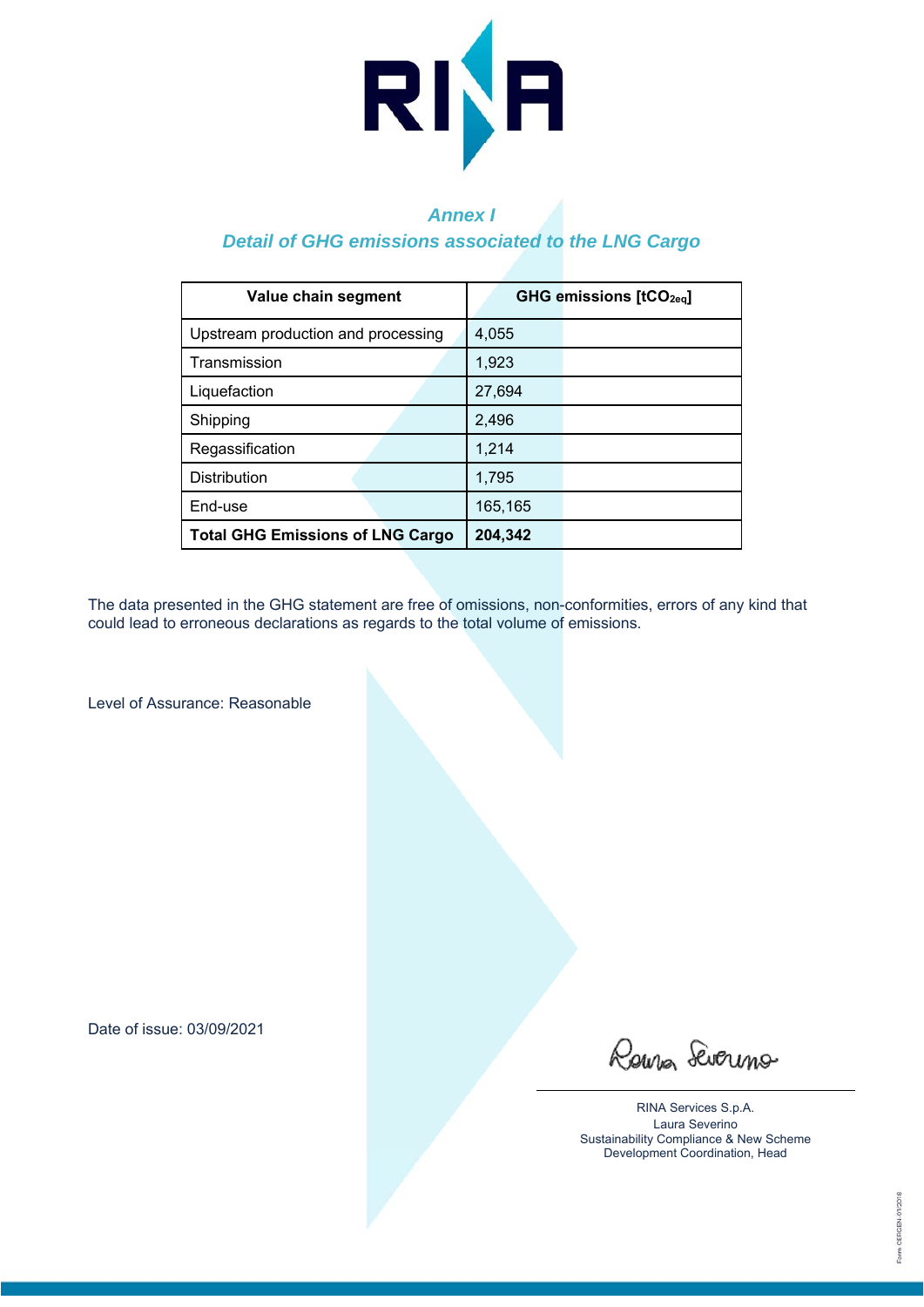## *Annex I*

## *Detail of GHG emissions associated to the LNG Cargo*

| Value chain segment | GHG emissions [$tCO_{2eq}$] |
|---|---|
| Upstream production and processing | 4,055 |
| Transmission | 1,923 |
| Liquefaction | 27,694 |
| Shipping | 2,496 |
| Regassification | 1,214 |
| Distribution | 1,795 |
| End-use | 165,165 |
| **Total GHG Emissions of LNG Cargo** | **204,342** |

The data presented in the GHG statement are free of omissions, non-conformities, errors of any kind that could lead to erroneous declarations as regards to the total volume of emissions.

Level of Assurance: Reasonable

Date of issue: 03/09/2021

RINA Services S.p.A.
Laura Severino
Sustainability Compliance & New Scheme Development Coordination, Head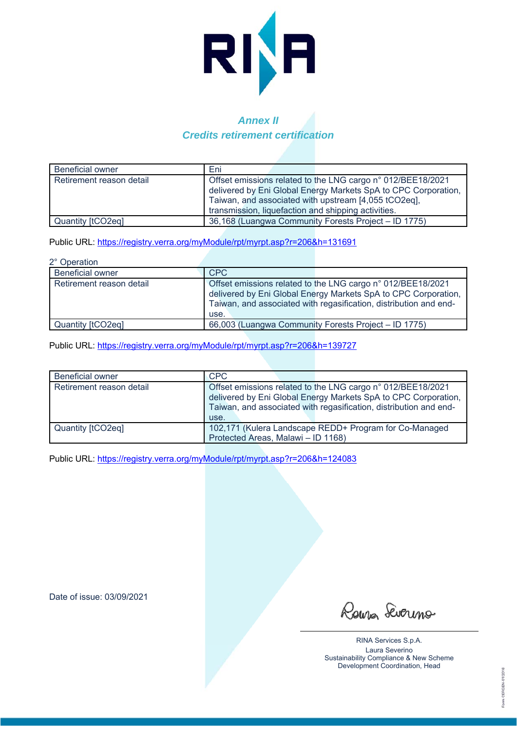# Annex II
## Credits retirement certification

| | |
|---|---|
| Beneficial owner | Eni |
| Retirement reason detail | Offset emissions related to the LNG cargo n° 012/BEE18/2021 delivered by Eni Global Energy Markets SpA to CPC Corporation, Taiwan, and associated with upstream [4,055 tCO2eq], transmission, liquefaction and shipping activities. |
| Quantity [tCO2eq] | 36,168 (Luangwa Community Forests Project – ID 1775) |

Public URL: https://registry.verra.org/myModule/rpt/myrpt.asp?r=206&h=131691

2° Operation

| | |
|---|---|
| Beneficial owner | CPC |
| Retirement reason detail | Offset emissions related to the LNG cargo n° 012/BEE18/2021 delivered by Eni Global Energy Markets SpA to CPC Corporation, Taiwan, and associated with regasification, distribution and end-use. |
| Quantity [tCO2eq] | 66,003 (Luangwa Community Forests Project – ID 1775) |

Public URL: https://registry.verra.org/myModule/rpt/myrpt.asp?r=206&h=139727

| | |
|---|---|
| Beneficial owner | CPC |
| Retirement reason detail | Offset emissions related to the LNG cargo n° 012/BEE18/2021 delivered by Eni Global Energy Markets SpA to CPC Corporation, Taiwan, and associated with regasification, distribution and end-use. |
| Quantity [tCO2eq] | 102,171 (Kulera Landscape REDD+ Program for Co-Managed Protected Areas, Malawi – ID 1168) |

Public URL: https://registry.verra.org/myModule/rpt/myrpt.asp?r=206&h=124083

Date of issue: 03/09/2021

RINA Services S.p.A.
Laura Severino
Sustainability Compliance & New Scheme Development Coordination, Head